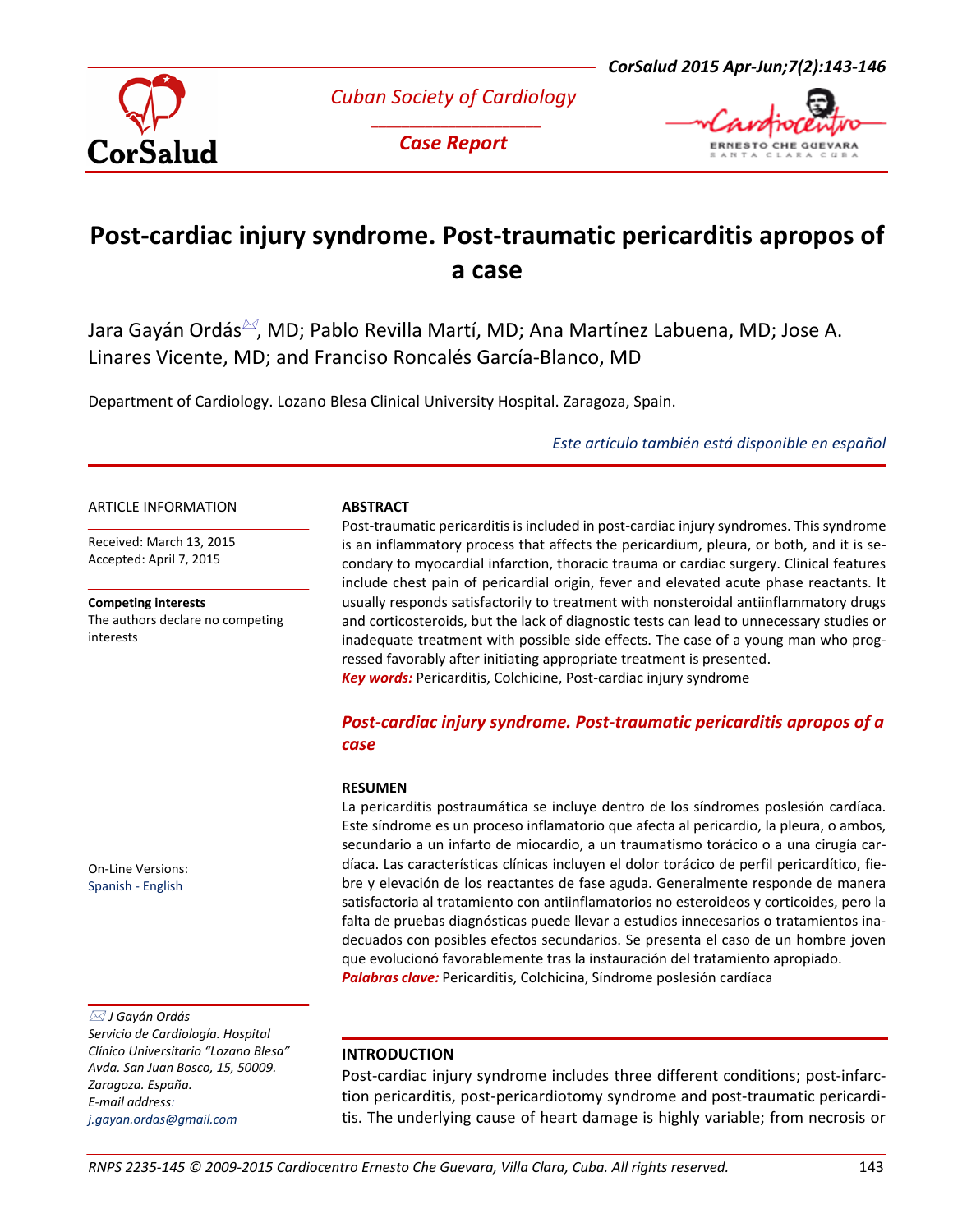Cuban Society of Cardiology

*Case Report*

# Post-cardiac injury syndrome. Post-traumatic pericarditis apropos of a case

Jara Gayán Ordás, MD; Pablo Revilla Martí, MD; Ana Martínez Labuena, MD; Jose A. Linares Vicente, MD; and Francisco Roncalés García-Blanco, MD

Department of Cardiology. Lozano Blesa Clinical University Hospital. Zaragoza, Spain.

*Este artículo también está disponible en español*

ARTICLE INFORMATION

Received: March 13, 2015
Accepted: April 7, 2015

**Competing interests**
The authors declare no competing interests

On-Line Versions:
Spanish - English

*J Gayán Ordás*
*Servicio de Cardiología. Hospital Clínico Universitario "Lozano Blesa" Avda. San Juan Bosco, 15, 50009. Zaragoza. España.*
*E-mail address:*
*j.gayan.ordas@gmail.com*

**ABSTRACT**

Post-traumatic pericarditis is included in post-cardiac injury syndromes. This syndrome is an inflammatory process that affects the pericardium, pleura, or both, and it is secondary to myocardial infarction, thoracic trauma or cardiac surgery. Clinical features include chest pain of pericardial origin, fever and elevated acute phase reactants. It usually responds satisfactorily to treatment with nonsteroidal antiinflammatory drugs and corticosteroids, but the lack of diagnostic tests can lead to unnecessary studies or inadequate treatment with possible side effects. The case of a young man who progressed favorably after initiating appropriate treatment is presented.

***Key words:*** Pericarditis, Colchicine, Post-cardiac injury syndrome

## *Post-cardiac injury syndrome. Post-traumatic pericarditis apropos of a case*

**RESUMEN**

La pericarditis postraumática se incluye dentro de los síndromes poslesión cardíaca. Este síndrome es un proceso inflamatorio que afecta al pericardio, la pleura, o ambos, secundario a un infarto de miocardio, a un traumatismo torácico o a una cirugía cardíaca. Las características clínicas incluyen el dolor torácico de perfil pericardítico, fiebre y elevación de los reactantes de fase aguda. Generalmente responde de manera satisfactoria al tratamiento con antiinflamatorios no esteroideos y corticoides, pero la falta de pruebas diagnósticas puede llevar a estudios innecesarios o tratamientos inadecuados con posibles efectos secundarios. Se presenta el caso de un hombre joven que evolucionó favorablemente tras la instauración del tratamiento apropiado.

***Palabras clave:*** Pericarditis, Colchicina, Síndrome poslesión cardíaca

## INTRODUCTION

Post-cardiac injury syndrome includes three different conditions; post-infarction pericarditis, post-pericardiotomy syndrome and post-traumatic pericarditis. The underlying cause of heart damage is highly variable; from necrosis or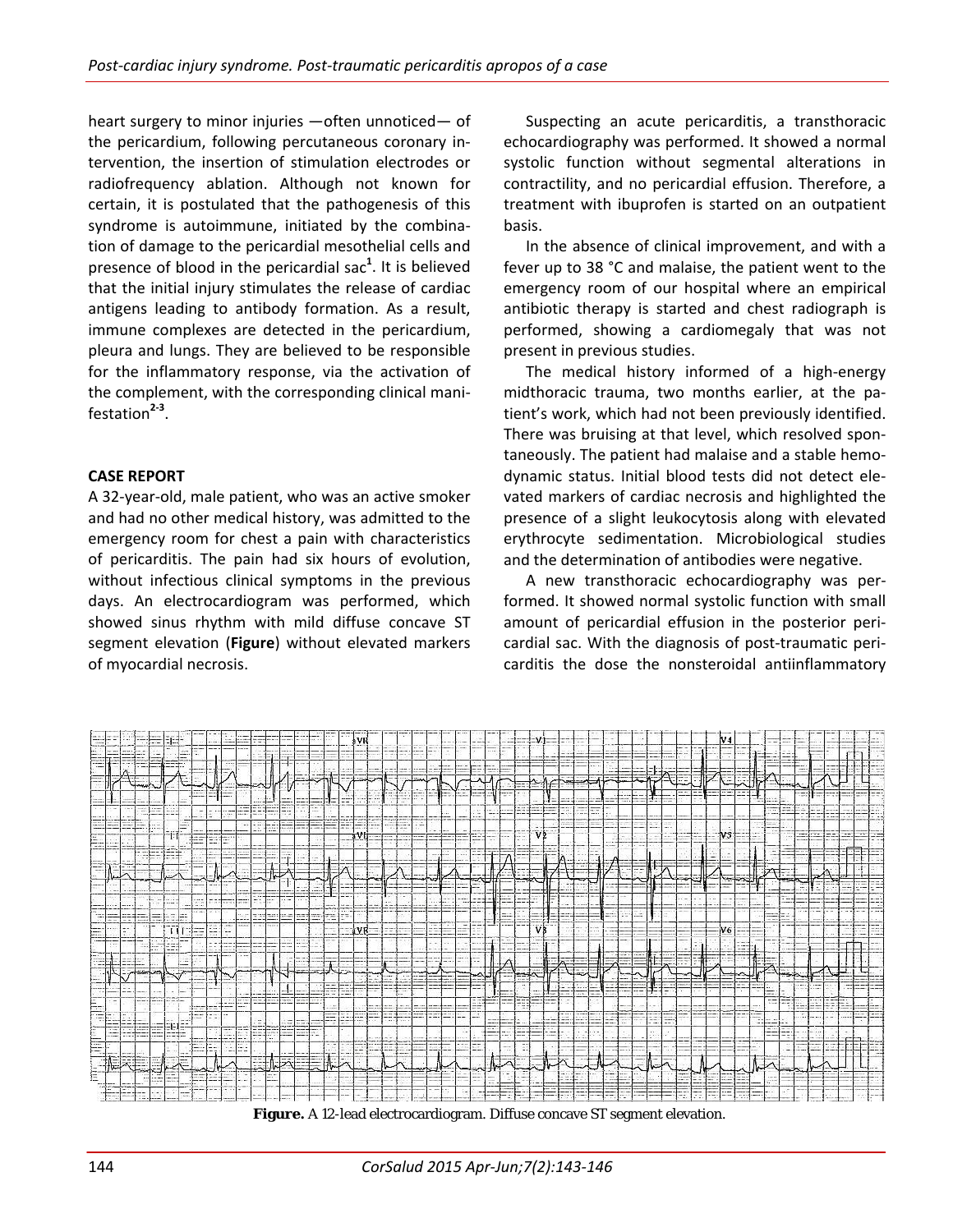heart surgery to minor injuries —often unnoticed— of the pericardium, following percutaneous coronary intervention, the insertion of stimulation electrodes or radiofrequency ablation. Although not known for certain, it is postulated that the pathogenesis of this syndrome is autoimmune, initiated by the combination of damage to the pericardial mesothelial cells and presence of blood in the pericardial sac[1]. It is believed that the initial injury stimulates the release of cardiac antigens leading to antibody formation. As a result, immune complexes are detected in the pericardium, pleura and lungs. They are believed to be responsible for the inflammatory response, via the activation of the complement, with the corresponding clinical manifestation[2-3].

## CASE REPORT

A 32-year-old, male patient, who was an active smoker and had no other medical history, was admitted to the emergency room for chest a pain with characteristics of pericarditis. The pain had six hours of evolution, without infectious clinical symptoms in the previous days. An electrocardiogram was performed, which showed sinus rhythm with mild diffuse concave ST segment elevation (**Figure**) without elevated markers of myocardial necrosis.

Suspecting an acute pericarditis, a transthoracic echocardiography was performed. It showed a normal systolic function without segmental alterations in contractility, and no pericardial effusion. Therefore, a treatment with ibuprofen is started on an outpatient basis.

In the absence of clinical improvement, and with a fever up to 38 °C and malaise, the patient went to the emergency room of our hospital where an empirical antibiotic therapy is started and chest radiograph is performed, showing a cardiomegaly that was not present in previous studies.

The medical history informed of a high-energy midthoracic trauma, two months earlier, at the patient's work, which had not been previously identified. There was bruising at that level, which resolved spontaneously. The patient had malaise and a stable hemodynamic status. Initial blood tests did not detect elevated markers of cardiac necrosis and highlighted the presence of a slight leukocytosis along with elevated erythrocyte sedimentation. Microbiological studies and the determination of antibodies were negative.

A new transthoracic echocardiography was performed. It showed normal systolic function with small amount of pericardial effusion in the posterior pericardial sac. With the diagnosis of post-traumatic pericarditis the dose the nonsteroidal antiinflammatory

**Figure.** A 12-lead electrocardiogram. Diffuse concave ST segment elevation.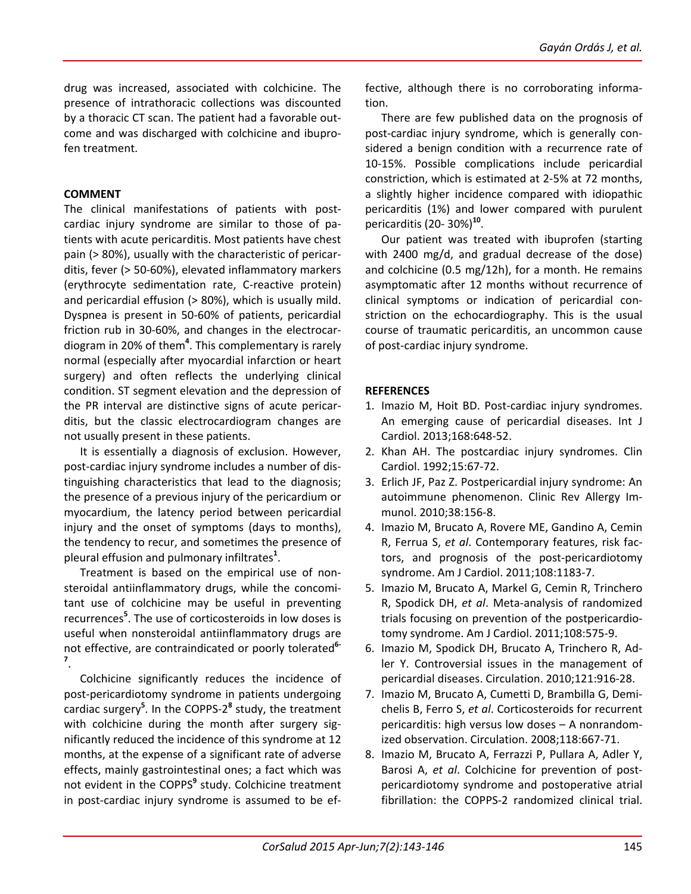drug was increased, associated with colchicine. The presence of intrathoracic collections was discounted by a thoracic CT scan. The patient had a favorable outcome and was discharged with colchicine and ibuprofen treatment.

## COMMENT

The clinical manifestations of patients with post-cardiac injury syndrome are similar to those of patients with acute pericarditis. Most patients have chest pain (> 80%), usually with the characteristic of pericarditis, fever (> 50-60%), elevated inflammatory markers (erythrocyte sedimentation rate, C-reactive protein) and pericardial effusion (> 80%), which is usually mild. Dyspnea is present in 50-60% of patients, pericardial friction rub in 30-60%, and changes in the electrocardiogram in 20% of them[4]. This complementary is rarely normal (especially after myocardial infarction or heart surgery) and often reflects the underlying clinical condition. ST segment elevation and the depression of the PR interval are distinctive signs of acute pericarditis, but the classic electrocardiogram changes are not usually present in these patients.

It is essentially a diagnosis of exclusion. However, post-cardiac injury syndrome includes a number of distinguishing characteristics that lead to the diagnosis; the presence of a previous injury of the pericardium or myocardium, the latency period between pericardial injury and the onset of symptoms (days to months), the tendency to recur, and sometimes the presence of pleural effusion and pulmonary infiltrates[1].

Treatment is based on the empirical use of nonsteroidal antiinflammatory drugs, while the concomitant use of colchicine may be useful in preventing recurrences[5]. The use of corticosteroids in low doses is useful when nonsteroidal antiinflammatory drugs are not effective, are contraindicated or poorly tolerated[6-7].

Colchicine significantly reduces the incidence of post-pericardiotomy syndrome in patients undergoing cardiac surgery[5]. In the COPPS-2[8] study, the treatment with colchicine during the month after surgery significantly reduced the incidence of this syndrome at 12 months, at the expense of a significant rate of adverse effects, mainly gastrointestinal ones; a fact which was not evident in the COPPS[9] study. Colchicine treatment in post-cardiac injury syndrome is assumed to be effective, although there is no corroborating information.

There are few published data on the prognosis of post-cardiac injury syndrome, which is generally considered a benign condition with a recurrence rate of 10-15%. Possible complications include pericardial constriction, which is estimated at 2-5% at 72 months, a slightly higher incidence compared with idiopathic pericarditis (1%) and lower compared with purulent pericarditis (20- 30%)[10].

Our patient was treated with ibuprofen (starting with 2400 mg/d, and gradual decrease of the dose) and colchicine (0.5 mg/12h), for a month. He remains asymptomatic after 12 months without recurrence of clinical symptoms or indication of pericardial constriction on the echocardiography. This is the usual course of traumatic pericarditis, an uncommon cause of post-cardiac injury syndrome.

## REFERENCES

1. Imazio M, Hoit BD. Post-cardiac injury syndromes. An emerging cause of pericardial diseases. Int J Cardiol. 2013;168:648-52.
2. Khan AH. The postcardiac injury syndromes. Clin Cardiol. 1992;15:67-72.
3. Erlich JF, Paz Z. Postpericardial injury syndrome: An autoimmune phenomenon. Clinic Rev Allergy Immunol. 2010;38:156-8.
4. Imazio M, Brucato A, Rovere ME, Gandino A, Cemin R, Ferrua S, *et al*. Contemporary features, risk factors, and prognosis of the post-pericardiotomy syndrome. Am J Cardiol. 2011;108:1183-7.
5. Imazio M, Brucato A, Markel G, Cemin R, Trinchero R, Spodick DH, *et al*. Meta-analysis of randomized trials focusing on prevention of the postpericardiotomy syndrome. Am J Cardiol. 2011;108:575-9.
6. Imazio M, Spodick DH, Brucato A, Trinchero R, Adler Y. Controversial issues in the management of pericardial diseases. Circulation. 2010;121:916-28.
7. Imazio M, Brucato A, Cumetti D, Brambilla G, Demichelis B, Ferro S, *et al*. Corticosteroids for recurrent pericarditis: high versus low doses – A nonrandomized observation. Circulation. 2008;118:667-71.
8. Imazio M, Brucato A, Ferrazzi P, Pullara A, Adler Y, Barosi A, *et al*. Colchicine for prevention of post-pericardiotomy syndrome and postoperative atrial fibrillation: the COPPS-2 randomized clinical trial.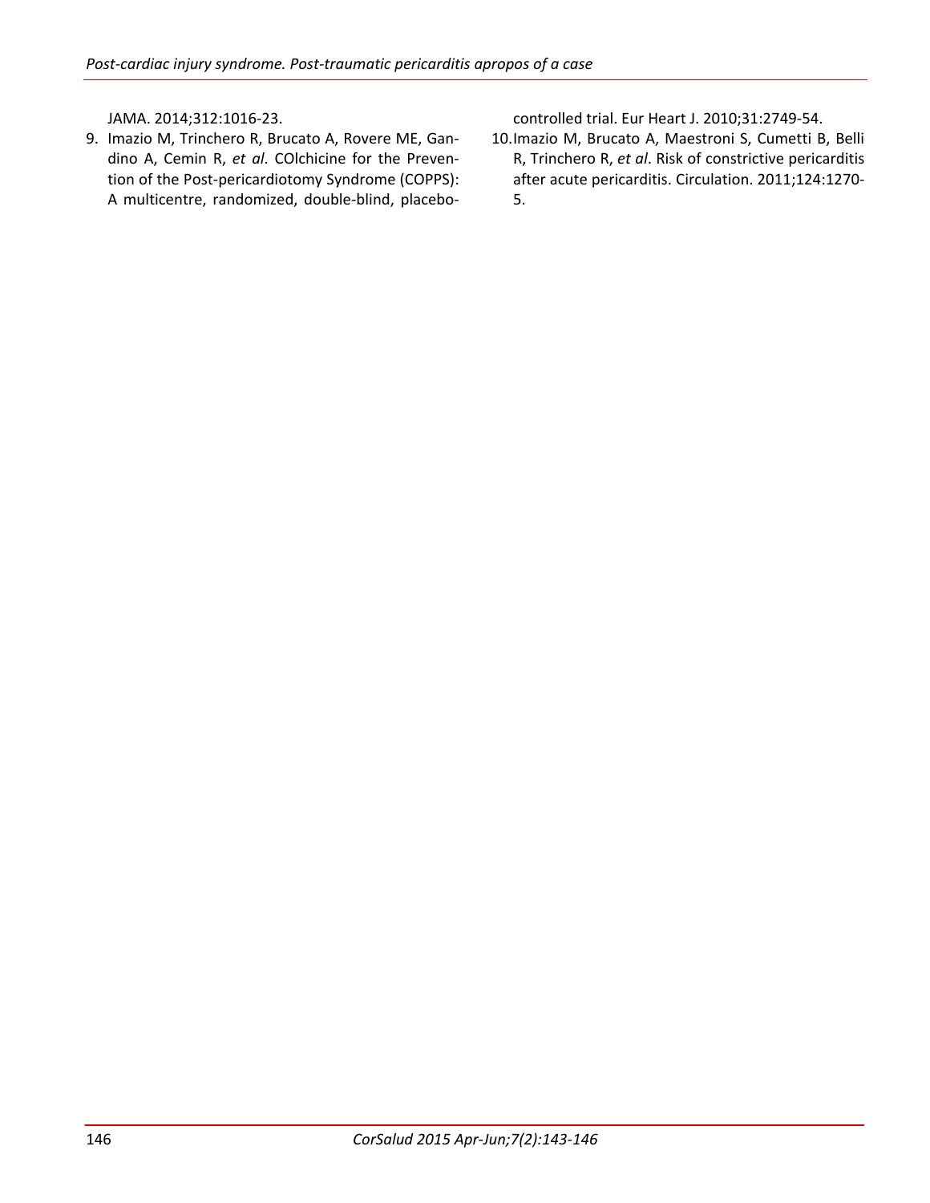JAMA. 2014;312:1016-23.

9. Imazio M, Trinchero R, Brucato A, Rovere ME, Gandino A, Cemin R, *et al*. COlchicine for the Prevention of the Post-pericardiotomy Syndrome (COPPS): A multicentre, randomized, double-blind, placebo-controlled trial. Eur Heart J. 2010;31:2749-54.
10. Imazio M, Brucato A, Maestroni S, Cumetti B, Belli R, Trinchero R, *et al*. Risk of constrictive pericarditis after acute pericarditis. Circulation. 2011;124:1270-5.